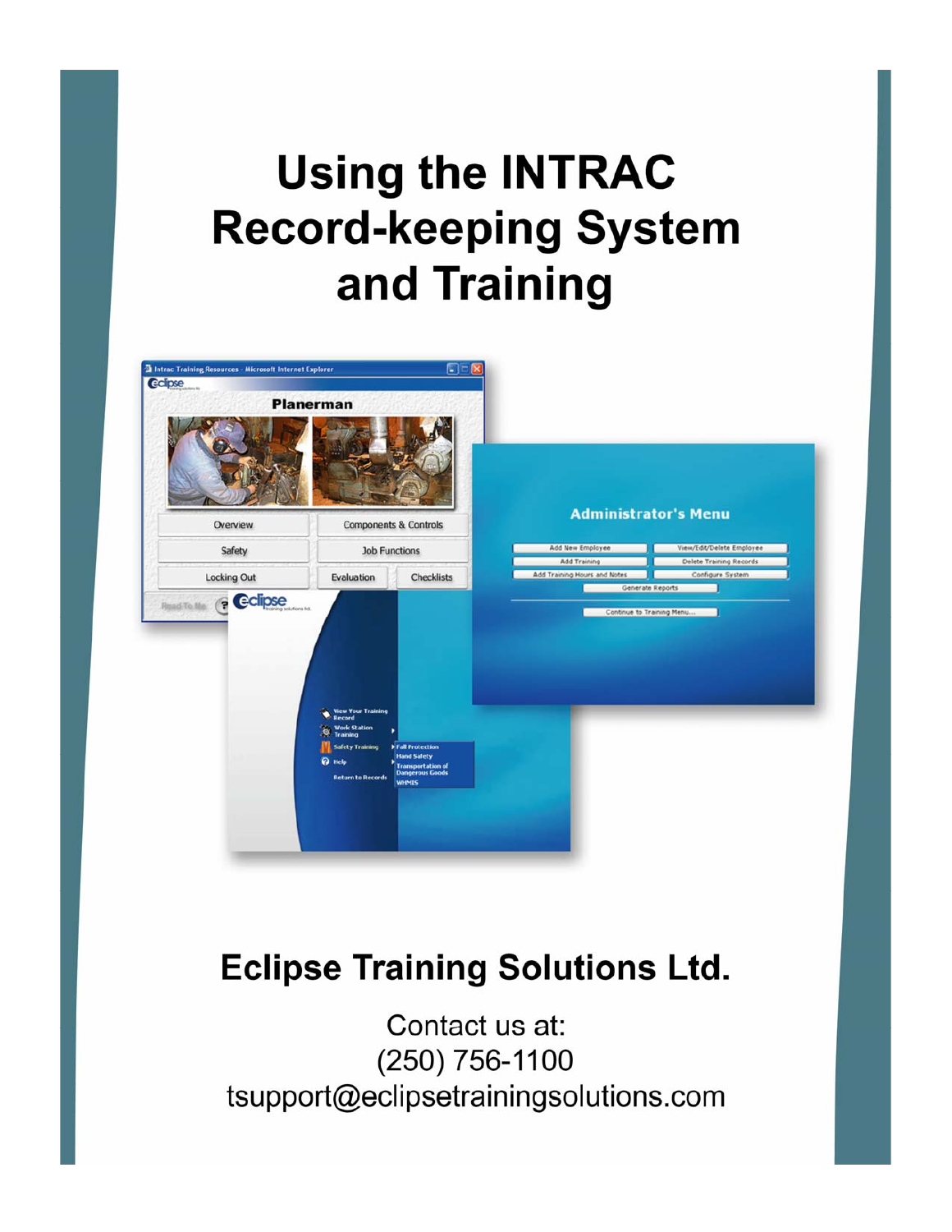# Using the INTRAC Record-keeping System and Training

## Eclipse Training Solutions Ltd.

Contact us at:
(250) 756-1100
tsupport@eclipsetrainingsolutions.com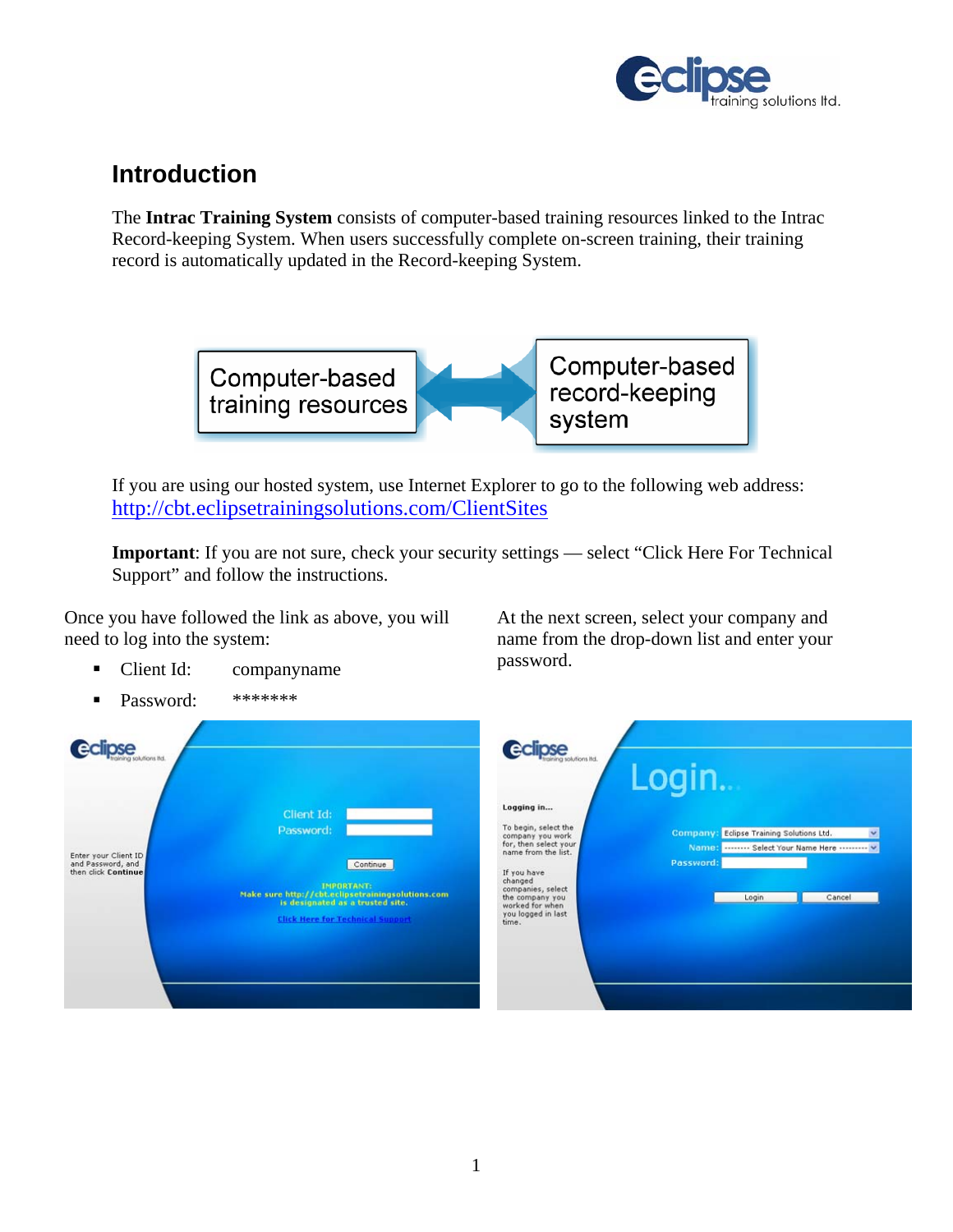## Introduction

The **Intrac Training System** consists of computer-based training resources linked to the Intrac Record-keeping System. When users successfully complete on-screen training, their training record is automatically updated in the Record-keeping System.

If you are using our hosted system, use Internet Explorer to go to the following web address: http://cbt.eclipsetrainingsolutions.com/ClientSites

**Important**: If you are not sure, check your security settings — select "Click Here For Technical Support" and follow the instructions.

Once you have followed the link as above, you will need to log into the system:

- Client Id: companyname
- Password: *******

At the next screen, select your company and name from the drop-down list and enter your password.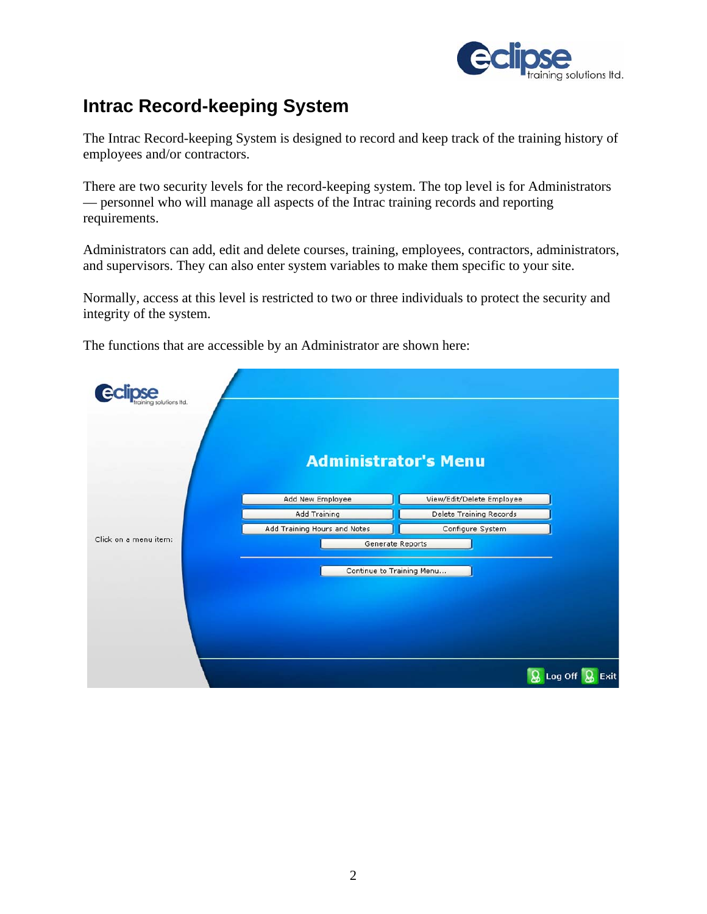# Intrac Record-keeping System

The Intrac Record-keeping System is designed to record and keep track of the training history of employees and/or contractors.

There are two security levels for the record-keeping system. The top level is for Administrators — personnel who will manage all aspects of the Intrac training records and reporting requirements.

Administrators can add, edit and delete courses, training, employees, contractors, administrators, and supervisors. They can also enter system variables to make them specific to your site.

Normally, access at this level is restricted to two or three individuals to protect the security and integrity of the system.

The functions that are accessible by an Administrator are shown here: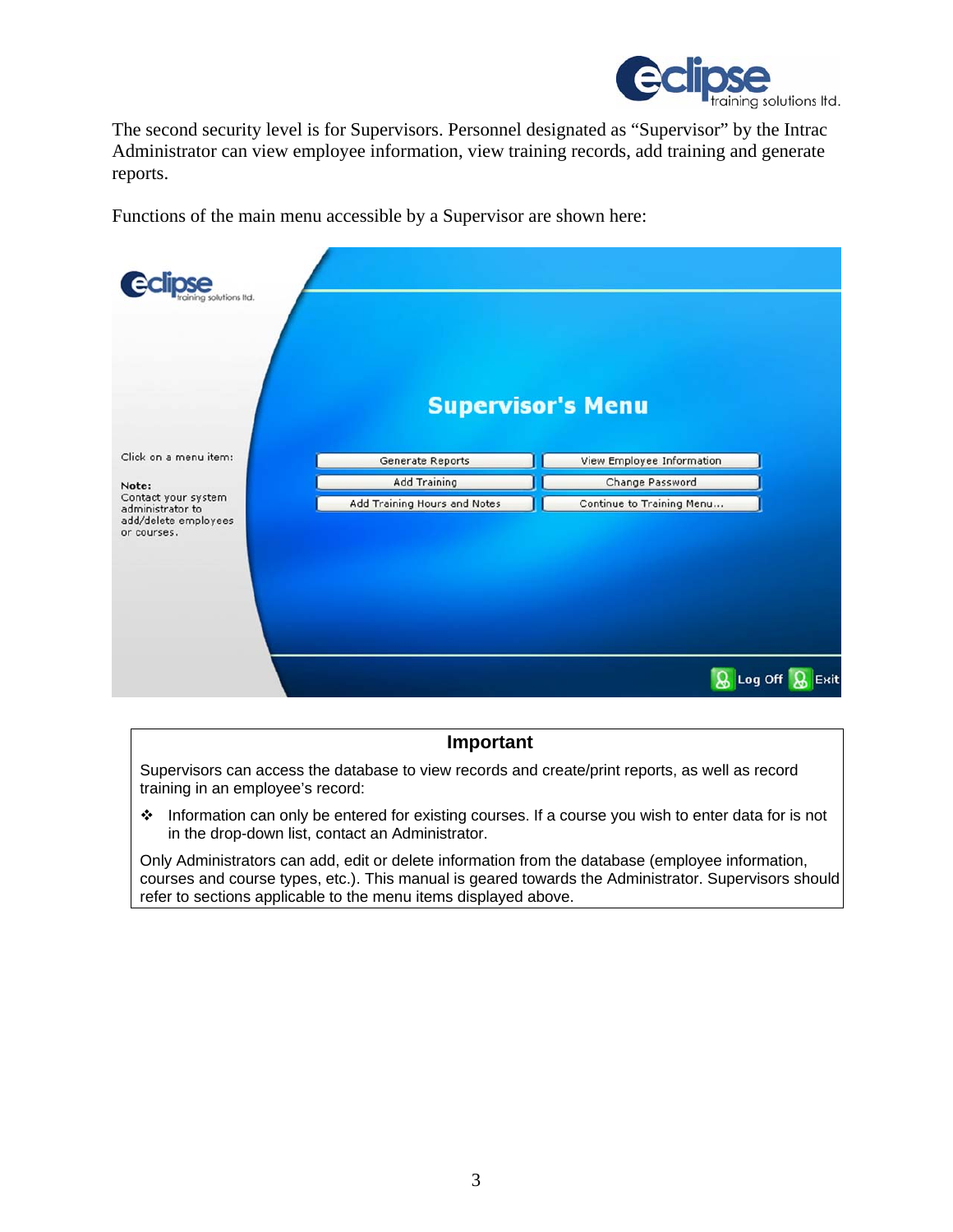The second security level is for Supervisors. Personnel designated as "Supervisor" by the Intrac Administrator can view employee information, view training records, add training and generate reports.

Functions of the main menu accessible by a Supervisor are shown here:

**Important**

Supervisors can access the database to view records and create/print reports, as well as record training in an employee's record:

- Information can only be entered for existing courses. If a course you wish to enter data for is not in the drop-down list, contact an Administrator.

Only Administrators can add, edit or delete information from the database (employee information, courses and course types, etc.). This manual is geared towards the Administrator. Supervisors should refer to sections applicable to the menu items displayed above.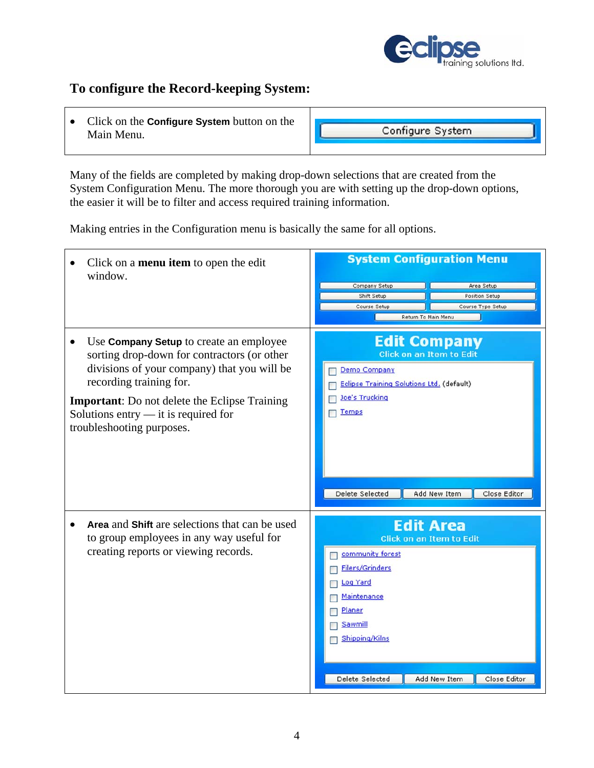## To configure the Record-keeping System:

| | |
|---|---|
| • Click on the **Configure System** button on the Main Menu. | Configure System |

Many of the fields are completed by making drop-down selections that are created from the System Configuration Menu. The more thorough you are with setting up the drop-down options, the easier it will be to filter and access required training information.

Making entries in the Configuration menu is basically the same for all options.

| | |
|---|---|
| • Click on a **menu item** to open the edit window. | **System Configuration Menu**<br>Company Setup / Area Setup<br>Shift Setup / Position Setup<br>Course Setup / Course Type Setup<br>Return To Main Menu |
| • Use **Company Setup** to create an employee sorting drop-down for contractors (or other divisions of your company) that you will be recording training for.<br><br>**Important**: Do not delete the Eclipse Training Solutions entry — it is required for troubleshooting purposes. | **Edit Company**<br>Click on an Item to Edit<br>Demo Company<br>Eclipse Training Solutions Ltd. (default)<br>Joe's Trucking<br>Temps<br>Delete Selected / Add New Item / Close Editor |
| • **Area** and **Shift** are selections that can be used to group employees in any way useful for creating reports or viewing records. | **Edit Area**<br>Click on an Item to Edit<br>community forest<br>Filers/Grinders<br>Log Yard<br>Maintenance<br>Planer<br>Sawmill<br>Shipping/Kilns<br>Delete Selected / Add New Item / Close Editor |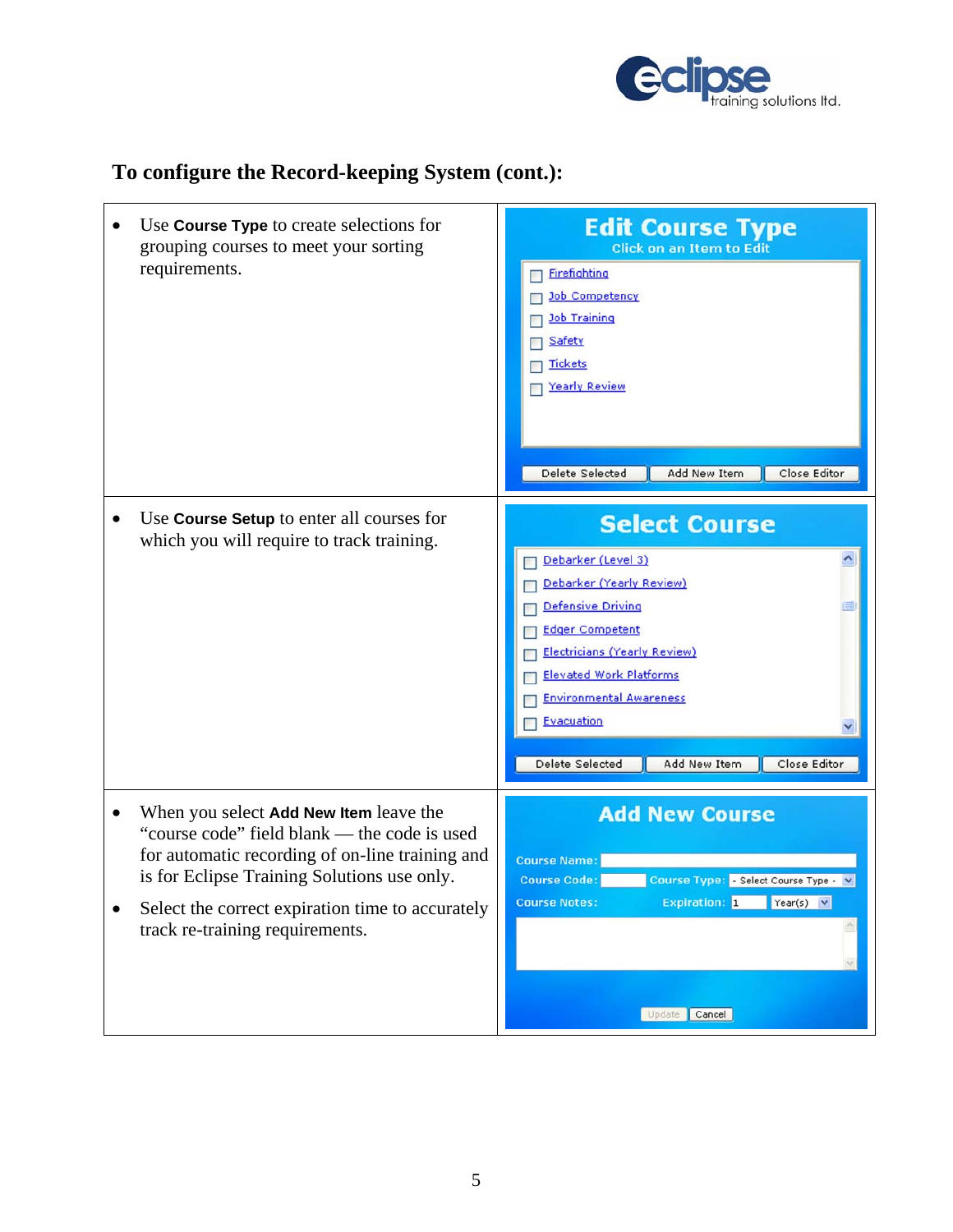## To configure the Record-keeping System (cont.):

- Use **Course Type** to create selections for grouping courses to meet your sorting requirements.

**Edit Course Type**
Click on an Item to Edit

- Firefighting
- Job Competency
- Job Training
- Safety
- Tickets
- Yearly Review

Delete Selected | Add New Item | Close Editor

- Use **Course Setup** to enter all courses for which you will require to track training.

**Select Course**

- Debarker (Level 3)
- Debarker (Yearly Review)
- Defensive Driving
- Edger Competent
- Electricians (Yearly Review)
- Elevated Work Platforms
- Environmental Awareness
- Evacuation

Delete Selected | Add New Item | Close Editor

- When you select **Add New Item** leave the "course code" field blank — the code is used for automatic recording of on-line training and is for Eclipse Training Solutions use only.
- Select the correct expiration time to accurately track re-training requirements.

**Add New Course**

Course Name:
Course Code: Course Type: - Select Course Type -
Course Notes: Expiration: 1 Year(s)

Update | Cancel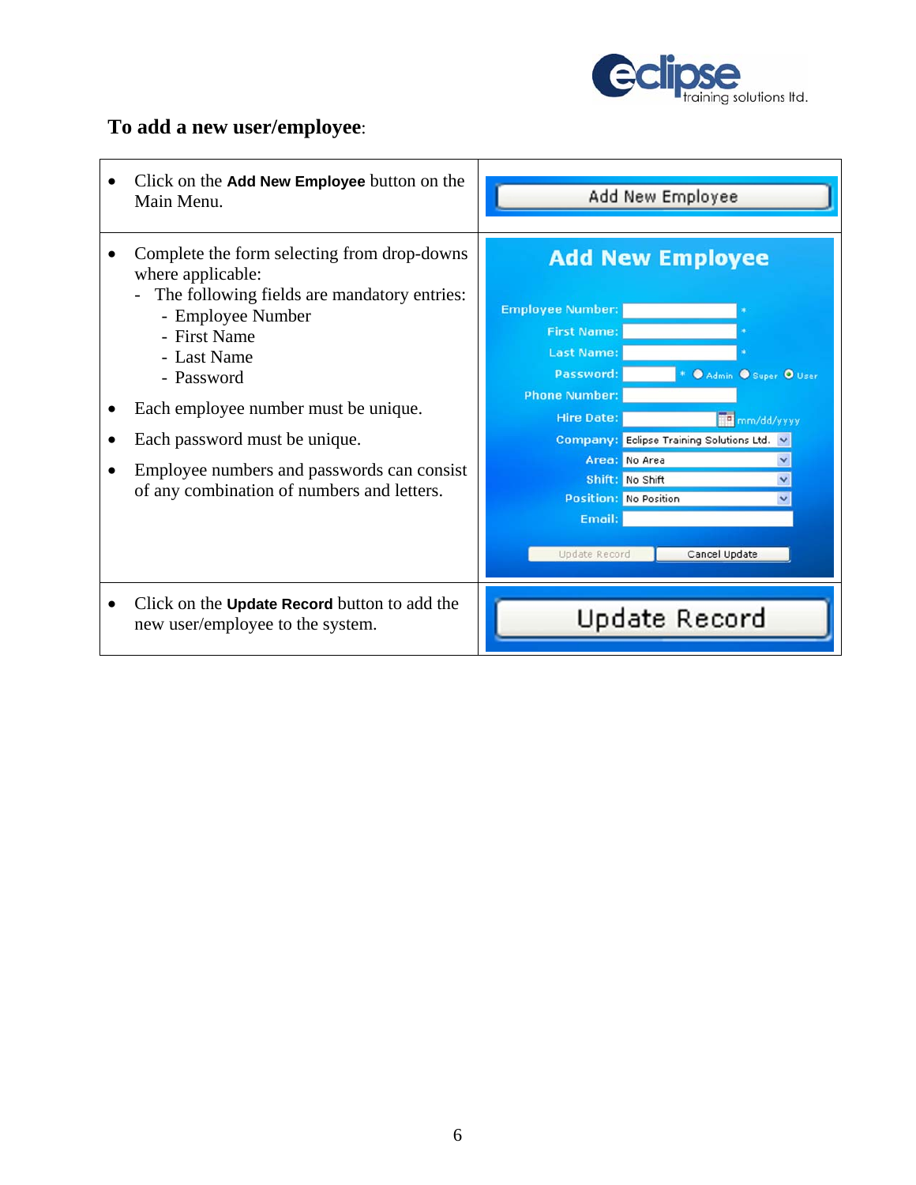## To add a new user/employee:

| | |
|---|---|
| • Click on the **Add New Employee** button on the Main Menu. | |
| • Complete the form selecting from drop-downs where applicable:<br>- The following fields are mandatory entries:<br>- Employee Number<br>- First Name<br>- Last Name<br>- Password<br>• Each employee number must be unique.<br>• Each password must be unique.<br>• Employee numbers and passwords can consist of any combination of numbers and letters. | |
| • Click on the **Update Record** button to add the new user/employee to the system. | |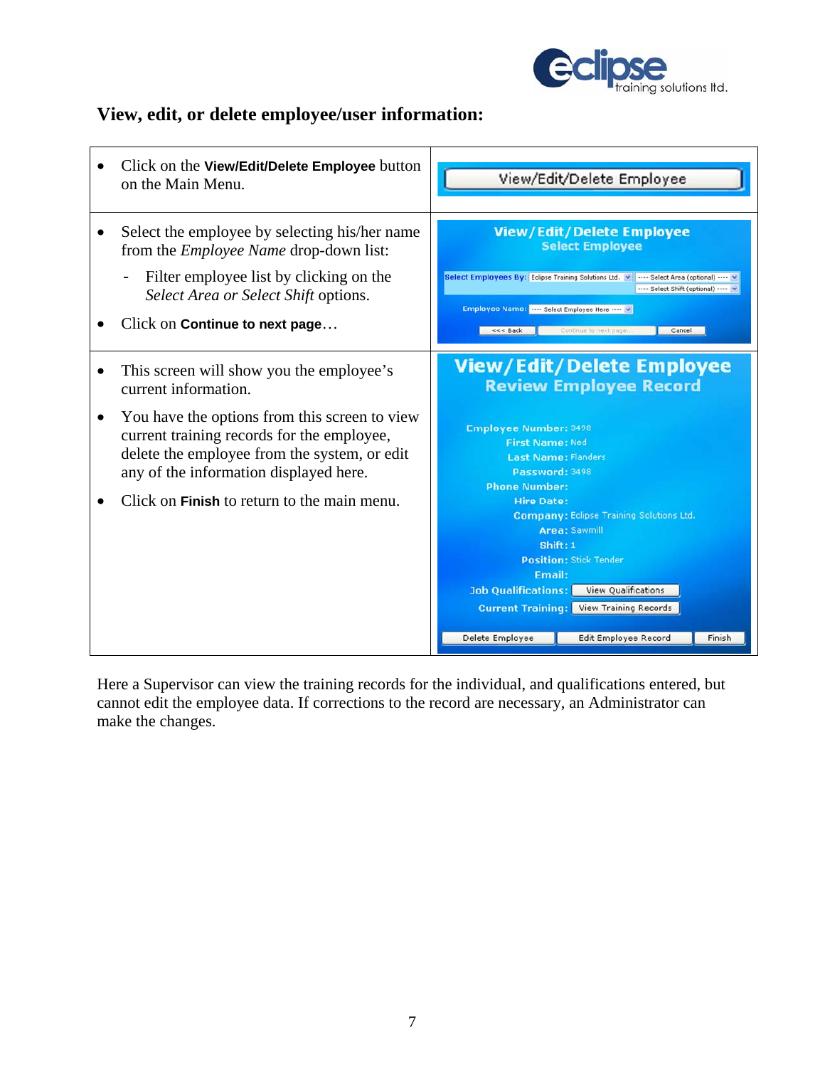## View, edit, or delete employee/user information:

- Click on the **View/Edit/Delete Employee** button on the Main Menu.

- Select the employee by selecting his/her name from the *Employee Name* drop-down list:
  - Filter employee list by clicking on the *Select Area or Select Shift* options.
- Click on **Continue to next page**…

- This screen will show you the employee's current information.
- You have the options from this screen to view current training records for the employee, delete the employee from the system, or edit any of the information displayed here.
- Click on **Finish** to return to the main menu.

Here a Supervisor can view the training records for the individual, and qualifications entered, but cannot edit the employee data. If corrections to the record are necessary, an Administrator can make the changes.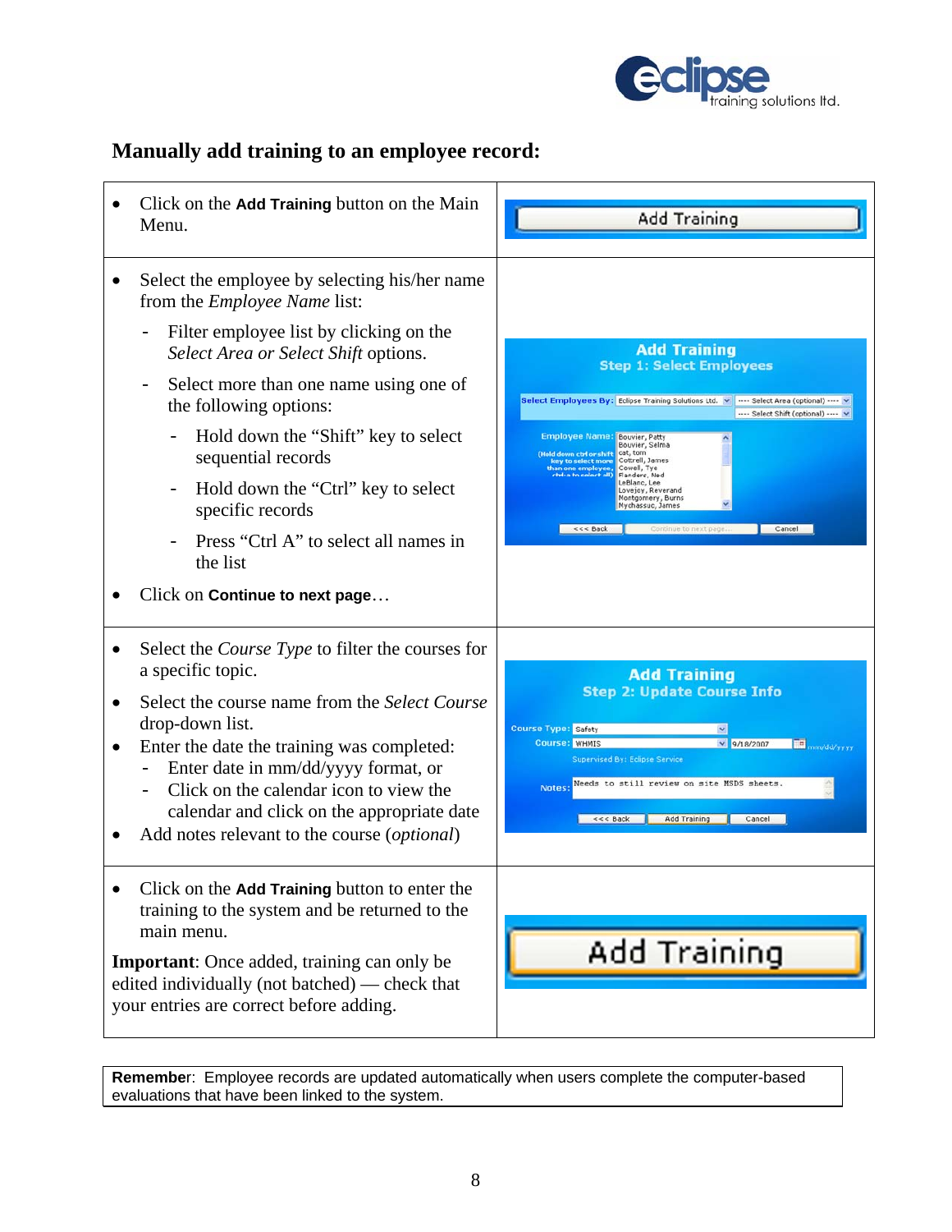## Manually add training to an employee record:

- Click on the **Add Training** button on the Main Menu.

- Select the employee by selecting his/her name from the *Employee Name* list:
  - Filter employee list by clicking on the *Select Area or Select Shift* options.
  - Select more than one name using one of the following options:
    - Hold down the "Shift" key to select sequential records
    - Hold down the "Ctrl" key to select specific records
    - Press "Ctrl A" to select all names in the list
- Click on **Continue to next page**…

- Select the *Course Type* to filter the courses for a specific topic.
- Select the course name from the *Select Course* drop-down list.
- Enter the date the training was completed:
  - Enter date in mm/dd/yyyy format, or
  - Click on the calendar icon to view the calendar and click on the appropriate date
- Add notes relevant to the course (*optional*)

- Click on the **Add Training** button to enter the training to the system and be returned to the main menu.

**Important**: Once added, training can only be edited individually (not batched) — check that your entries are correct before adding.

**Remember**: Employee records are updated automatically when users complete the computer-based evaluations that have been linked to the system.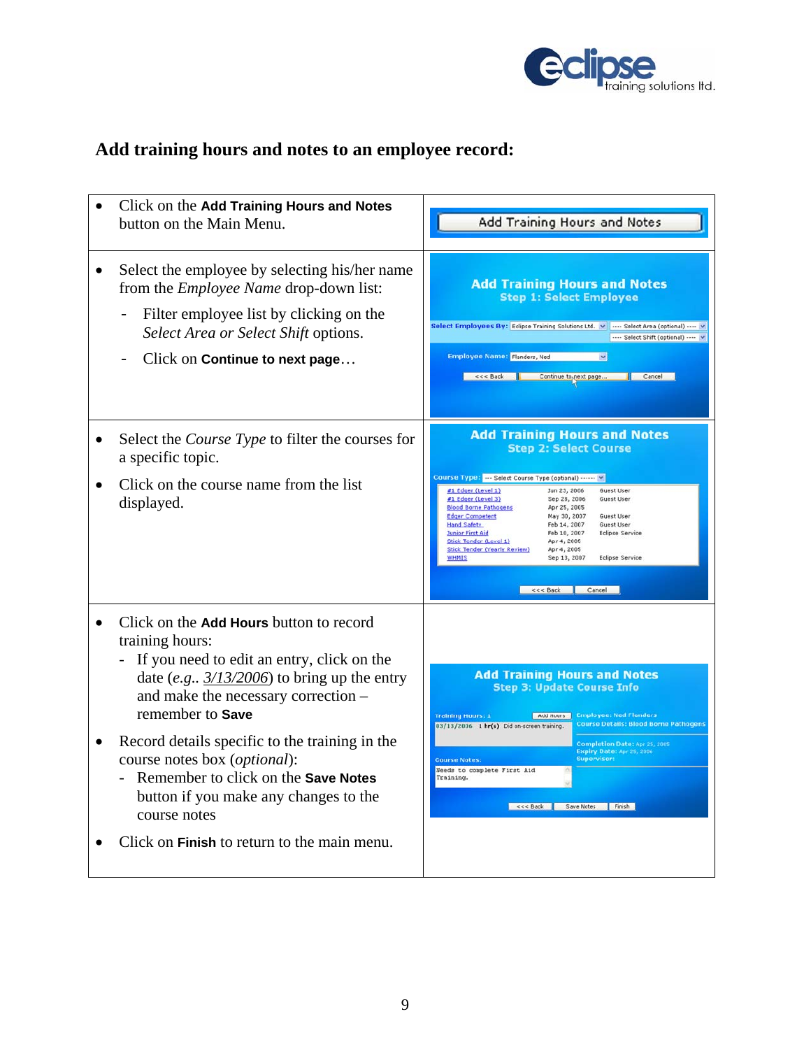# Add training hours and notes to an employee record:

| Instructions | |
|---|---|
| • Click on the **Add Training Hours and Notes** button on the Main Menu. | |
| • Select the employee by selecting his/her name from the *Employee Name* drop-down list:<br>- Filter employee list by clicking on the *Select Area or Select Shift* options.<br>- Click on **Continue to next page**… | |
| • Select the *Course Type* to filter the courses for a specific topic.<br>• Click on the course name from the list displayed. | |
| • Click on the **Add Hours** button to record training hours:<br>- If you need to edit an entry, click on the date (*e.g..* 3/13/2006) to bring up the entry and make the necessary correction – remember to **Save**<br>• Record details specific to the training in the course notes box (*optional*):<br>- Remember to click on the **Save Notes** button if you make any changes to the course notes<br>• Click on **Finish** to return to the main menu. | |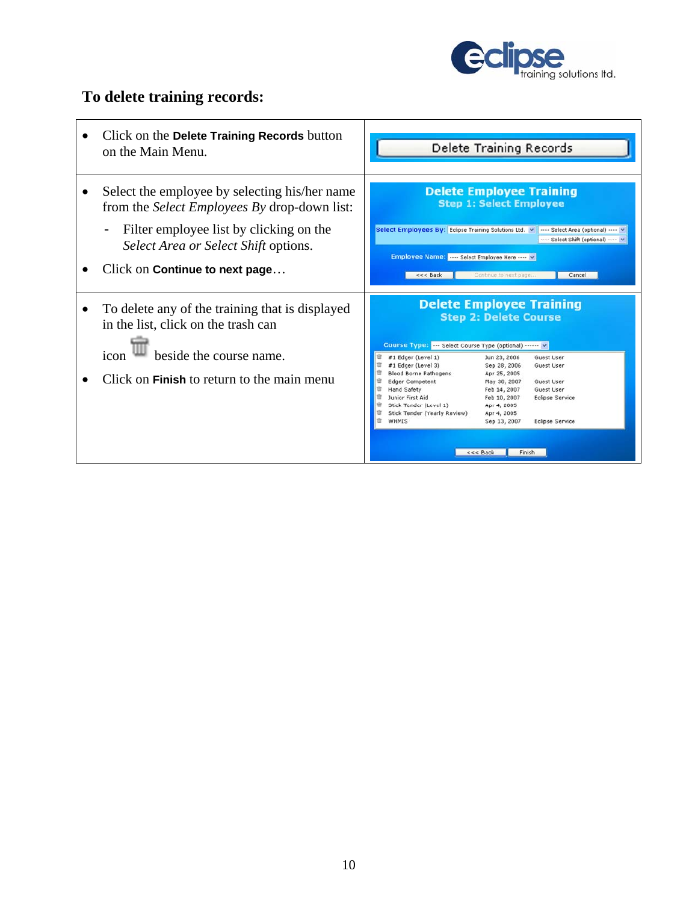## To delete training records:

| Instructions | Screenshot |
| --- | --- |
| • Click on the **Delete Training Records** button on the Main Menu. | Delete Training Records |
| • Select the employee by selecting his/her name from the *Select Employees By* drop-down list: <br> - Filter employee list by clicking on the *Select Area or Select Shift* options. <br> • Click on **Continue to next page**… | |
| • To delete any of the training that is displayed in the list, click on the trash can icon beside the course name. <br> • Click on **Finish** to return to the main menu | |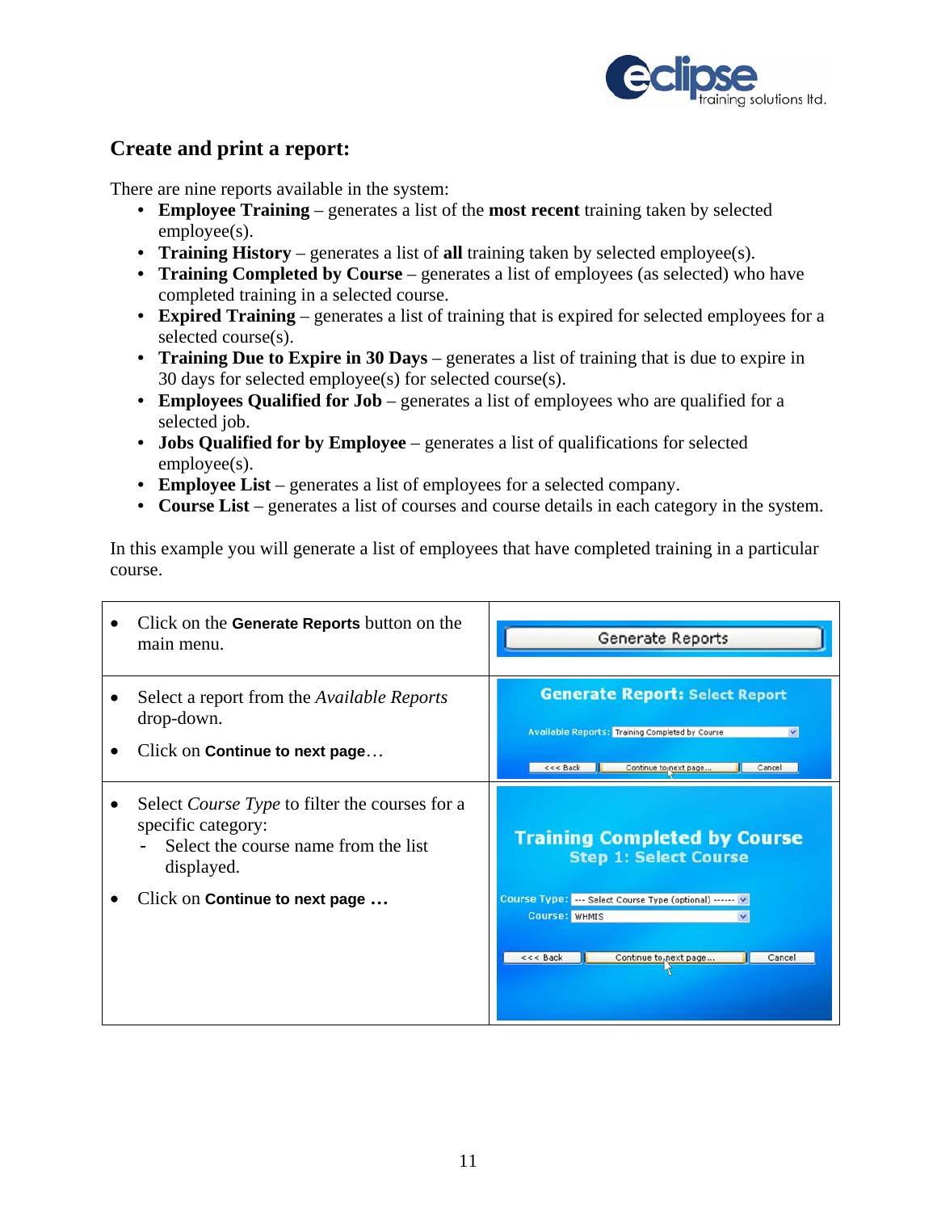## Create and print a report:

There are nine reports available in the system:

- **Employee Training** – generates a list of the **most recent** training taken by selected employee(s).
- **Training History** – generates a list of **all** training taken by selected employee(s).
- **Training Completed by Course** – generates a list of employees (as selected) who have completed training in a selected course.
- **Expired Training** – generates a list of training that is expired for selected employees for a selected course(s).
- **Training Due to Expire in 30 Days** – generates a list of training that is due to expire in 30 days for selected employee(s) for selected course(s).
- **Employees Qualified for Job** – generates a list of employees who are qualified for a selected job.
- **Jobs Qualified for by Employee** – generates a list of qualifications for selected employee(s).
- **Employee List** – generates a list of employees for a selected company.
- **Course List** – generates a list of courses and course details in each category in the system.

In this example you will generate a list of employees that have completed training in a particular course.

| Instructions | Screen |
|---|---|
| • Click on the **Generate Reports** button on the main menu. | Generate Reports |
| • Select a report from the *Available Reports* drop-down.<br><br>• Click on **Continue to next page**… | **Generate Report: Select Report**<br>Available Reports: Training Completed by Course<br><<< Back / Continue to next page... / Cancel |
| • Select *Course Type* to filter the courses for a specific category:<br>  - Select the course name from the list displayed.<br><br>• Click on **Continue to next page …** | **Training Completed by Course**<br>**Step 1: Select Course**<br>Course Type: --- Select Course Type (optional) ------<br>Course: WHMIS<br><<< Back / Continue to next page... / Cancel |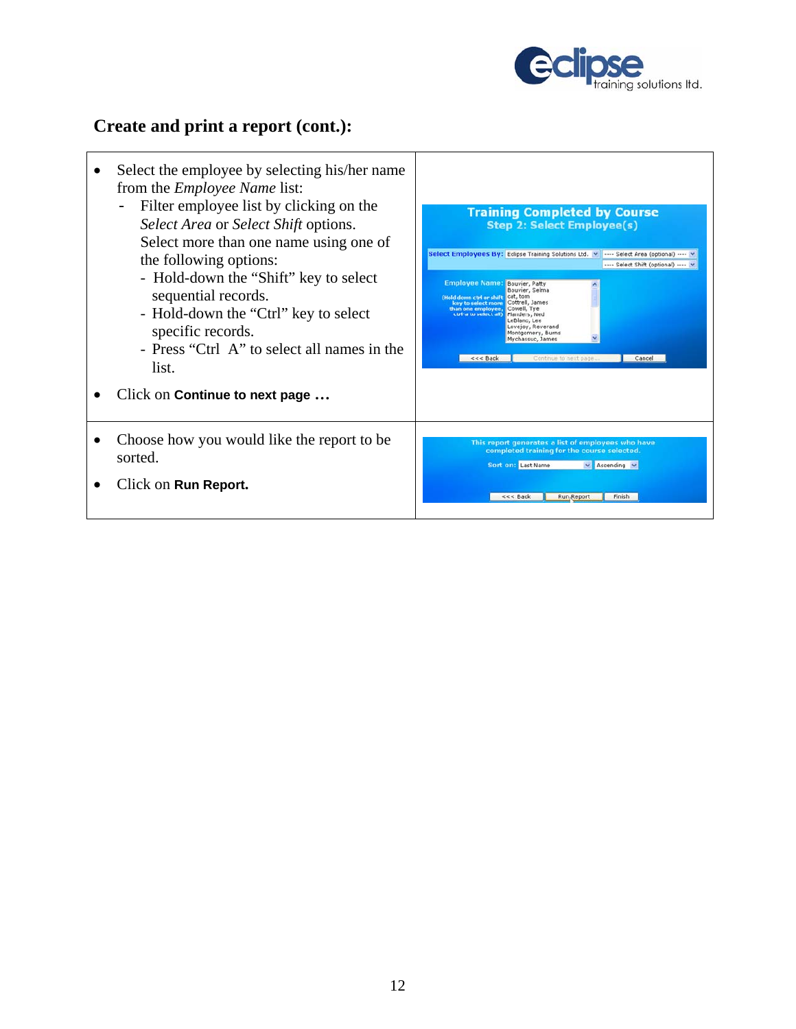## Create and print a report (cont.):

- Select the employee by selecting his/her name from the *Employee Name* list:
  - Filter employee list by clicking on the *Select Area* or *Select Shift* options. Select more than one name using one of the following options:
    - Hold-down the "Shift" key to select sequential records.
    - Hold-down the "Ctrl" key to select specific records.
    - Press "Ctrl A" to select all names in the list.
- Click on **Continue to next page …**

- Choose how you would like the report to be sorted.
- Click on **Run Report.**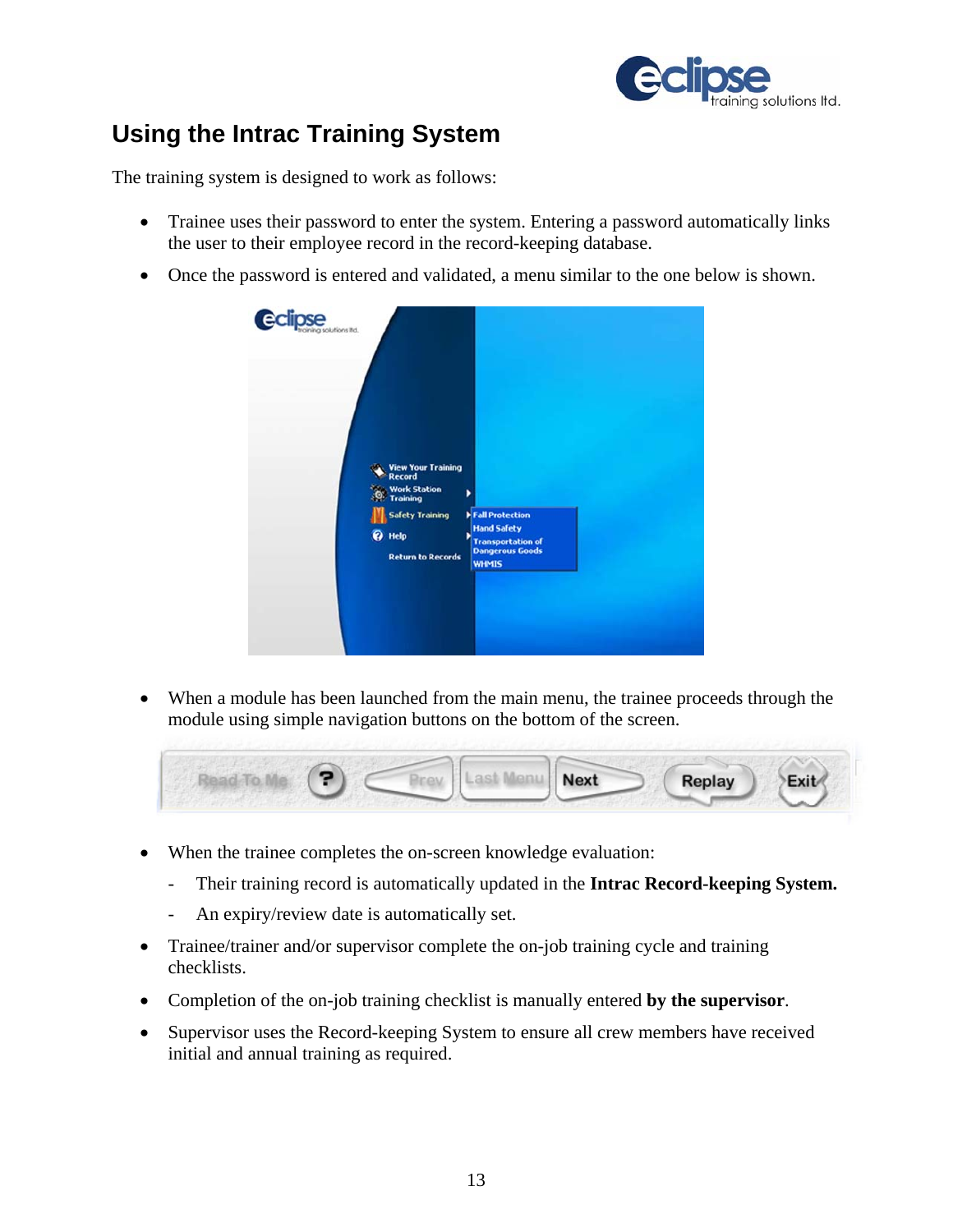## Using the Intrac Training System

The training system is designed to work as follows:

- Trainee uses their password to enter the system. Entering a password automatically links the user to their employee record in the record-keeping database.
- Once the password is entered and validated, a menu similar to the one below is shown.

- When a module has been launched from the main menu, the trainee proceeds through the module using simple navigation buttons on the bottom of the screen.

- When the trainee completes the on-screen knowledge evaluation:
  - Their training record is automatically updated in the **Intrac Record-keeping System.**
  - An expiry/review date is automatically set.
- Trainee/trainer and/or supervisor complete the on-job training cycle and training checklists.
- Completion of the on-job training checklist is manually entered **by the supervisor**.
- Supervisor uses the Record-keeping System to ensure all crew members have received initial and annual training as required.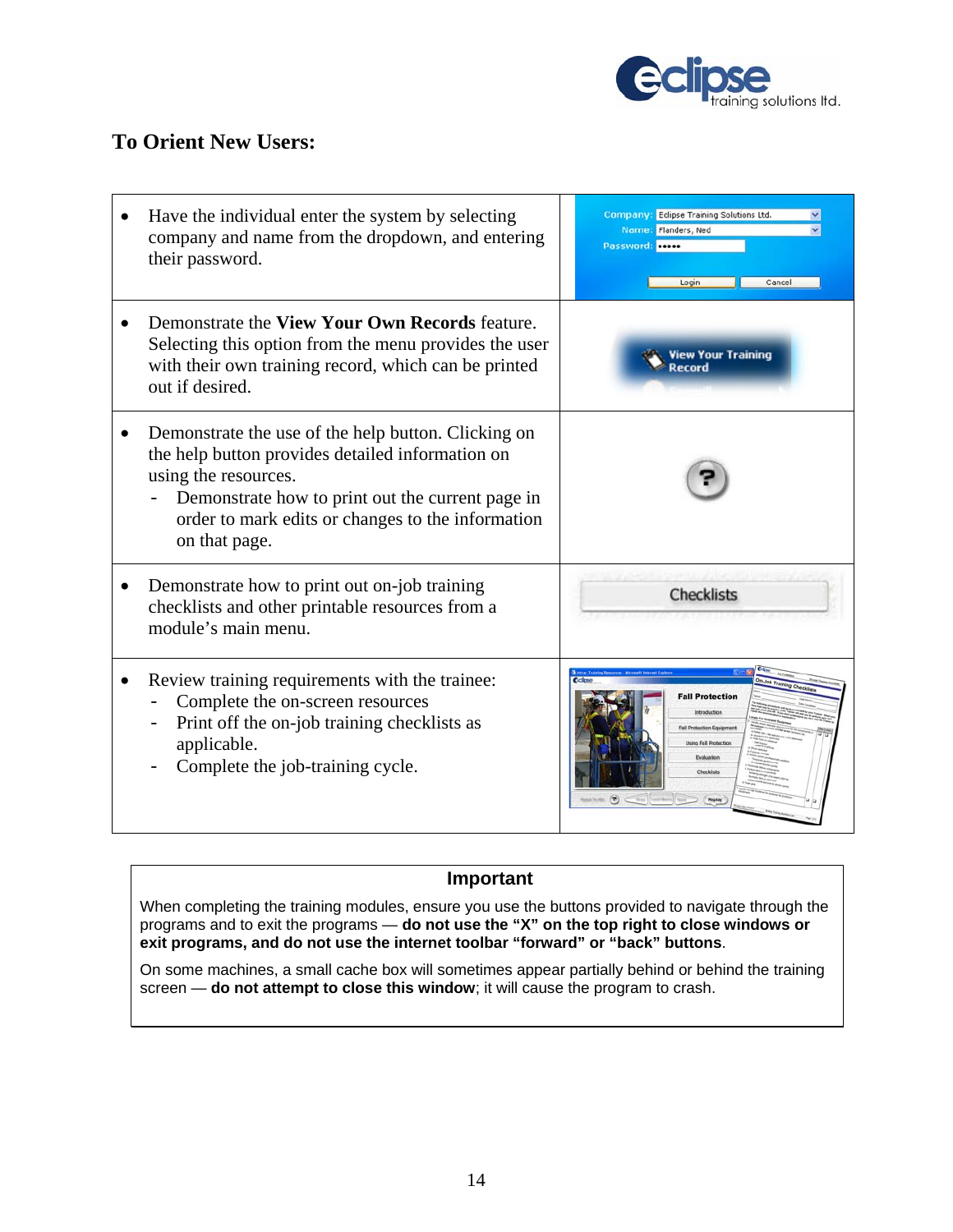## To Orient New Users:

| | |
|---|---|
| • Have the individual enter the system by selecting company and name from the dropdown, and entering their password. | Company: Eclipse Training Solutions Ltd. Name: Flanders, Ned Password: ••••• Login Cancel |
| • Demonstrate the **View Your Own Records** feature. Selecting this option from the menu provides the user with their own training record, which can be printed out if desired. | View Your Training Record |
| • Demonstrate the use of the help button. Clicking on the help button provides detailed information on using the resources. - Demonstrate how to print out the current page in order to mark edits or changes to the information on that page. | ? |
| • Demonstrate how to print out on-job training checklists and other printable resources from a module's main menu. | Checklists |
| • Review training requirements with the trainee: - Complete the on-screen resources - Print off the on-job training checklists as applicable. - Complete the job-training cycle. | |

**Important**

When completing the training modules, ensure you use the buttons provided to navigate through the programs and to exit the programs — **do not use the "X" on the top right to close windows or exit programs, and do not use the internet toolbar "forward" or "back" buttons**.

On some machines, a small cache box will sometimes appear partially behind or behind the training screen — **do not attempt to close this window**; it will cause the program to crash.